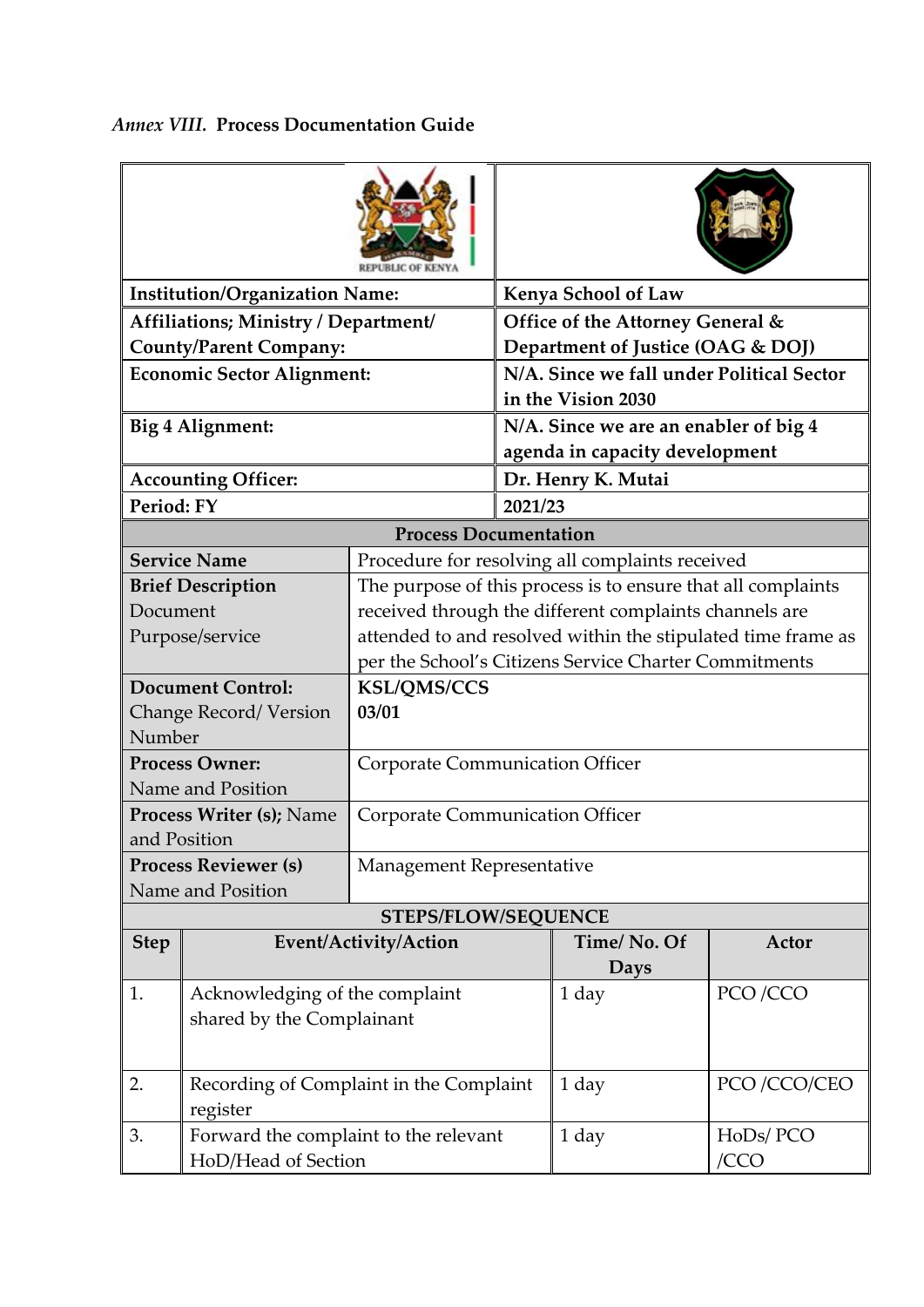*Annex VIII.* **Process Documentation Guide**

| | |
|---|---|
| **Institution/Organization Name:** | **Kenya School of Law** |
| **Affiliations; Ministry / Department/ County/Parent Company:** | **Office of the Attorney General & Department of Justice (OAG & DOJ)** |
| **Economic Sector Alignment:** | **N/A. Since we fall under Political Sector in the Vision 2030** |
| **Big 4 Alignment:** | **N/A. Since we are an enabler of big 4 agenda in capacity development** |
| **Accounting Officer:** | **Dr. Henry K. Mutai** |
| **Period: FY** | **2021/23** |

| **Process Documentation** | |
|---|---|
| **Service Name** | Procedure for resolving all complaints received |
| **Brief Description** Document Purpose/service | The purpose of this process is to ensure that all complaints received through the different complaints channels are attended to and resolved within the stipulated time frame as per the School's Citizens Service Charter Commitments |
| **Document Control:** Change Record/ Version Number | **KSL/QMS/CCS 03/01** |
| **Process Owner:** Name and Position | Corporate Communication Officer |
| **Process Writer (s);** Name and Position | Corporate Communication Officer |
| **Process Reviewer (s)** Name and Position | Management Representative |

**STEPS/FLOW/SEQUENCE**

| Step | Event/Activity/Action | Time/ No. Of Days | Actor |
|---|---|---|---|
| 1. | Acknowledging of the complaint shared by the Complainant | 1 day | PCO /CCO |
| 2. | Recording of Complaint in the Complaint register | 1 day | PCO /CCO/CEO |
| 3. | Forward the complaint to the relevant HoD/Head of Section | 1 day | HoDs/ PCO /CCO |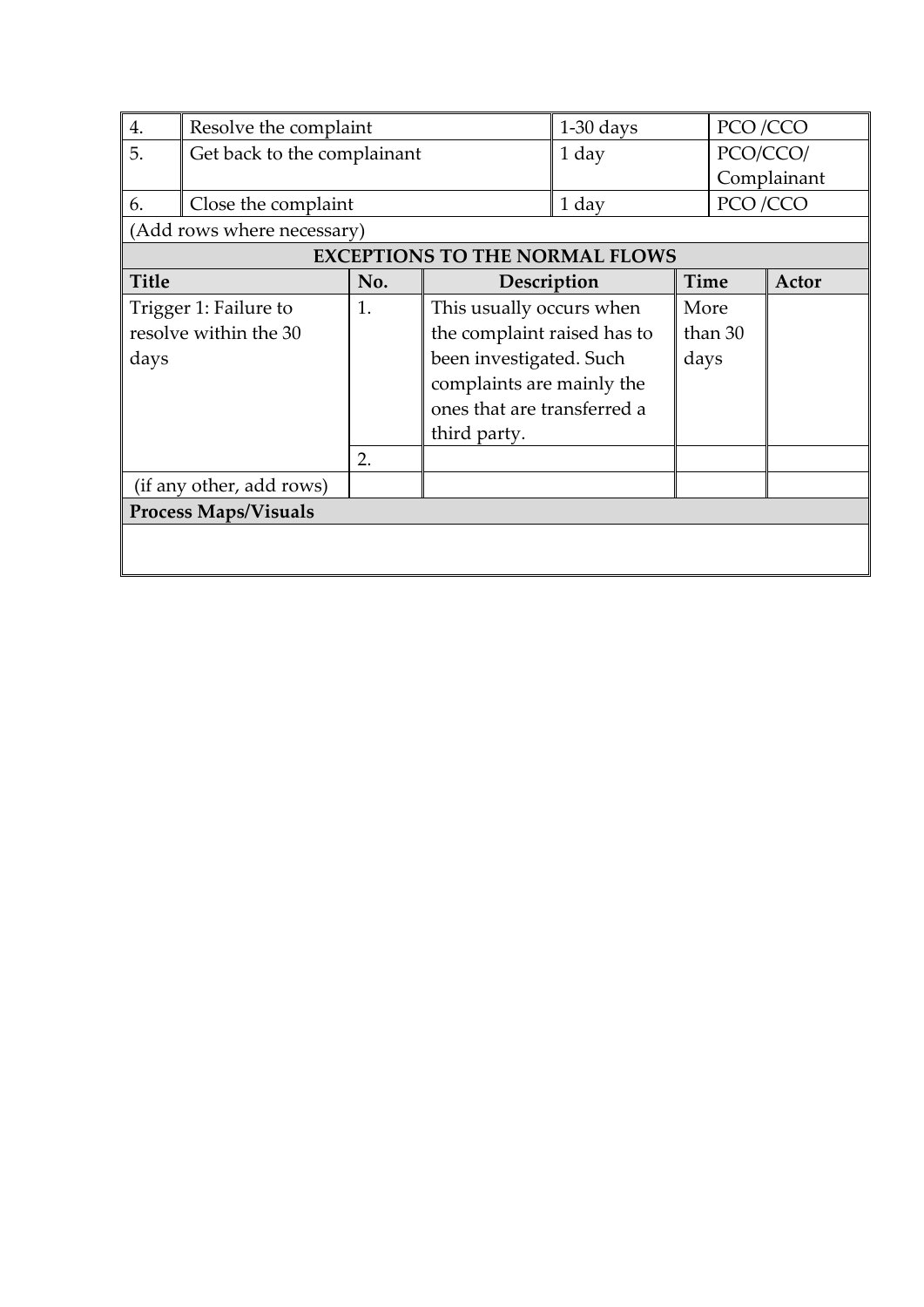| | | | |
|---|---|---|---|
| 4. | Resolve the complaint | 1-30 days | PCO /CCO |
| 5. | Get back to the complainant | 1 day | PCO/CCO/ Complainant |
| 6. | Close the complaint | 1 day | PCO /CCO |
| (Add rows where necessary) | | | |

**EXCEPTIONS TO THE NORMAL FLOWS**

| Title | No. | Description | Time | Actor |
|---|---|---|---|---|
| Trigger 1: Failure to resolve within the 30 days | 1. | This usually occurs when the complaint raised has to been investigated. Such complaints are mainly the ones that are transferred a third party. | More than 30 days | |
| | 2. | | | |
| (if any other, add rows) | | | | |

**Process Maps/Visuals**